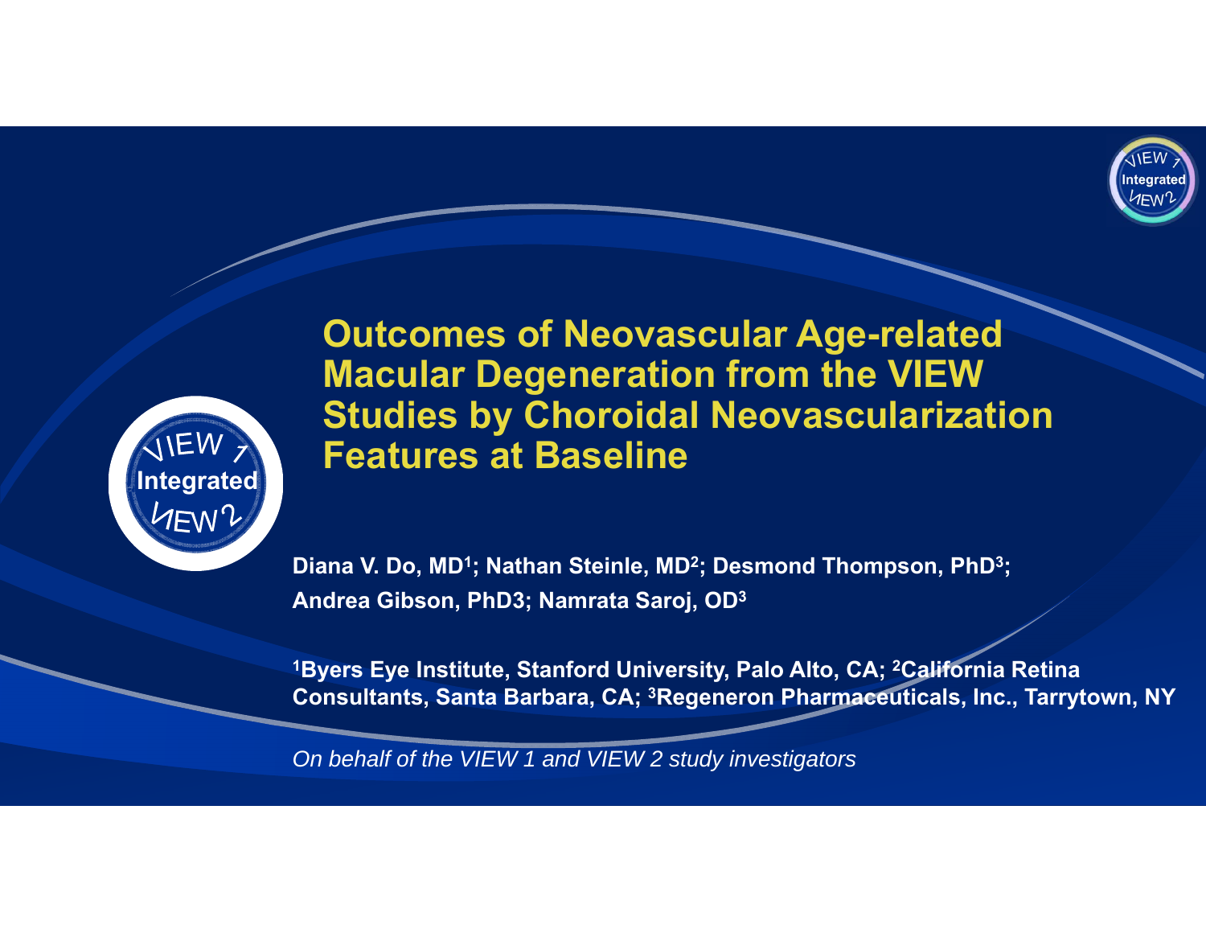# Outcomes of Neovascular Age-related Macular Degeneration from the VIEW Studies by Choroidal Neovascularization Features at Baseline

**Diana V. Do, MD[1]; Nathan Steinle, MD[2]; Desmond Thompson, PhD[3]; Andrea Gibson, PhD3; Namrata Saroj, OD[3]**

**[1]Byers Eye Institute, Stanford University, Palo Alto, CA; [2]California Retina Consultants, Santa Barbara, CA; [3]Regeneron Pharmaceuticals, Inc., Tarrytown, NY**

*On behalf of the VIEW 1 and VIEW 2 study investigators*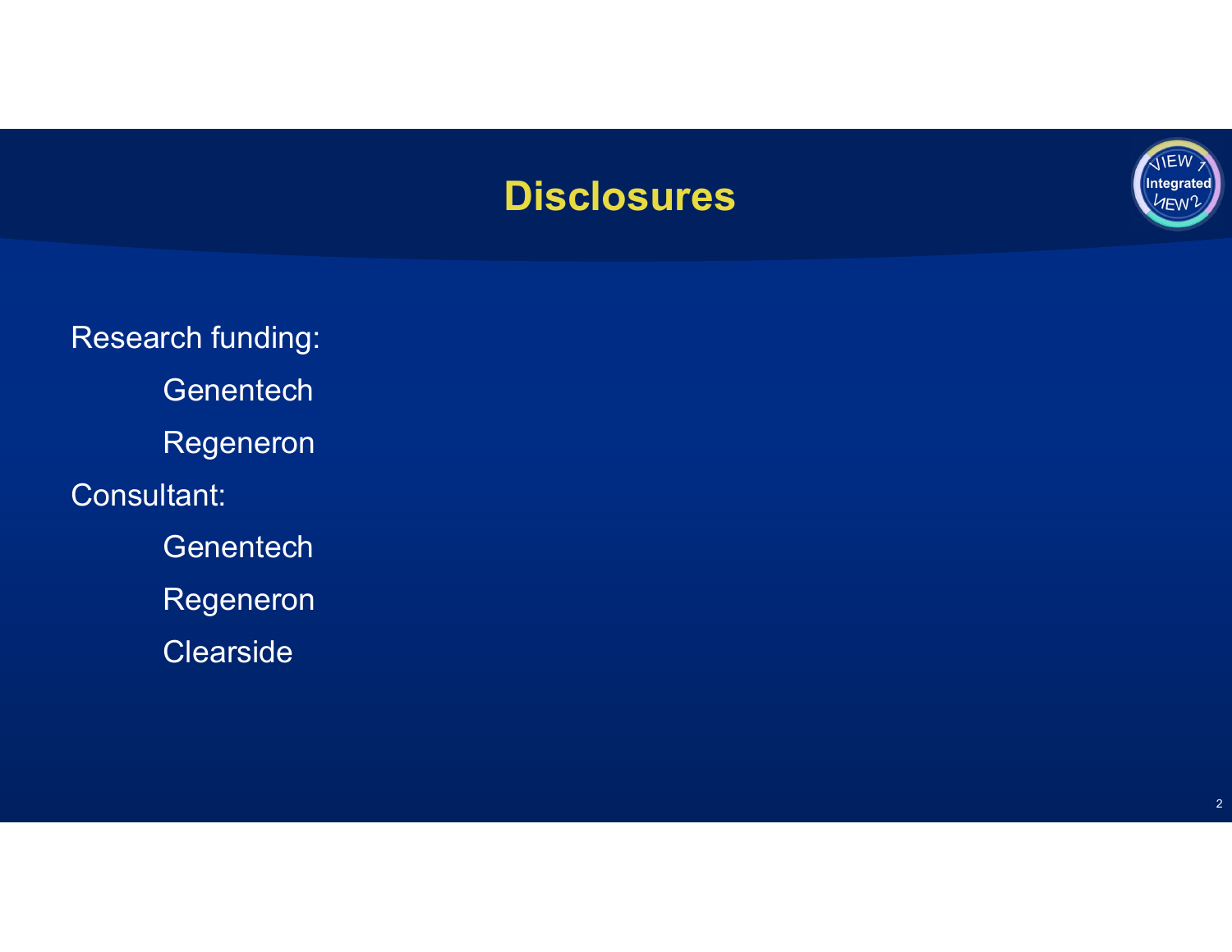# Disclosures

Research funding:

- Genentech
- Regeneron

Consultant:

- Genentech
- Regeneron
- Clearside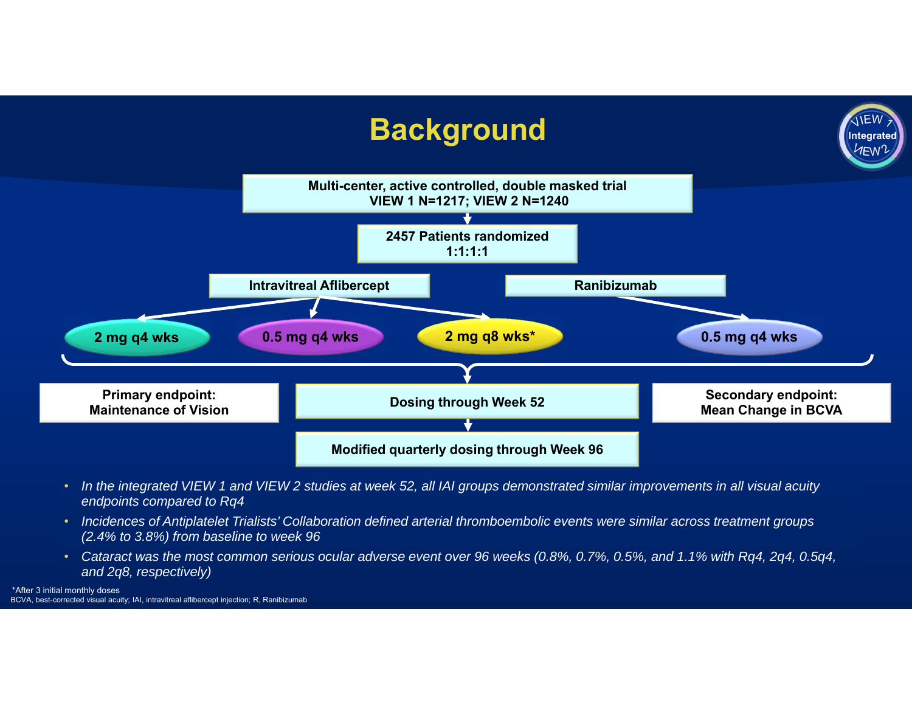# Background

Multi-center, active controlled, double masked trial
VIEW 1 N=1217; VIEW 2 N=1240

2457 Patients randomized
1:1:1:1

Intravitreal Aflibercept

- 2 mg q4 wks
- 0.5 mg q4 wks
- 2 mg q8 wks*

Ranibizumab

- 0.5 mg q4 wks

**Primary endpoint:**
**Maintenance of Vision**

Dosing through Week 52

Modified quarterly dosing through Week 96

**Secondary endpoint:**
**Mean Change in BCVA**

- *In the integrated VIEW 1 and VIEW 2 studies at week 52, all IAI groups demonstrated similar improvements in all visual acuity endpoints compared to Rq4*
- *Incidences of Antiplatelet Trialists' Collaboration defined arterial thromboembolic events were similar across treatment groups (2.4% to 3.8%) from baseline to week 96*
- *Cataract was the most common serious ocular adverse event over 96 weeks (0.8%, 0.7%, 0.5%, and 1.1% with Rq4, 2q4, 0.5q4, and 2q8, respectively)*

*After 3 initial monthly doses
BCVA, best-corrected visual acuity; IAI, intravitreal aflibercept injection; R, Ranibizumab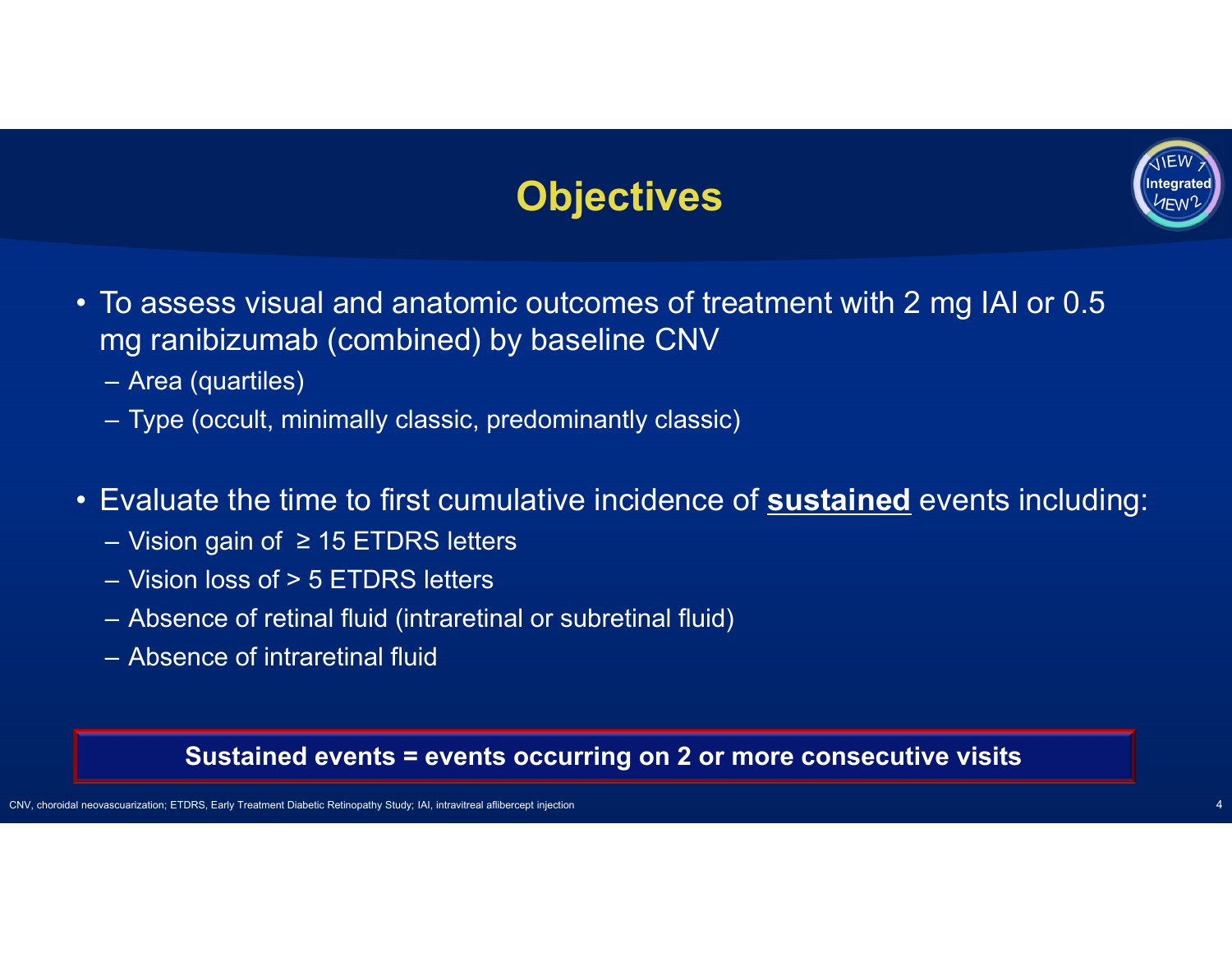# Objectives

- To assess visual and anatomic outcomes of treatment with 2 mg IAI or 0.5 mg ranibizumab (combined) by baseline CNV
  - Area (quartiles)
  - Type (occult, minimally classic, predominantly classic)

- Evaluate the time to first cumulative incidence of **sustained** events including:
  - Vision gain of ≥ 15 ETDRS letters
  - Vision loss of > 5 ETDRS letters
  - Absence of retinal fluid (intraretinal or subretinal fluid)
  - Absence of intraretinal fluid

**Sustained events = events occurring on 2 or more consecutive visits**

CNV, choroidal neovascuarization; ETDRS, Early Treatment Diabetic Retinopathy Study; IAI, intravitreal aflibercept injection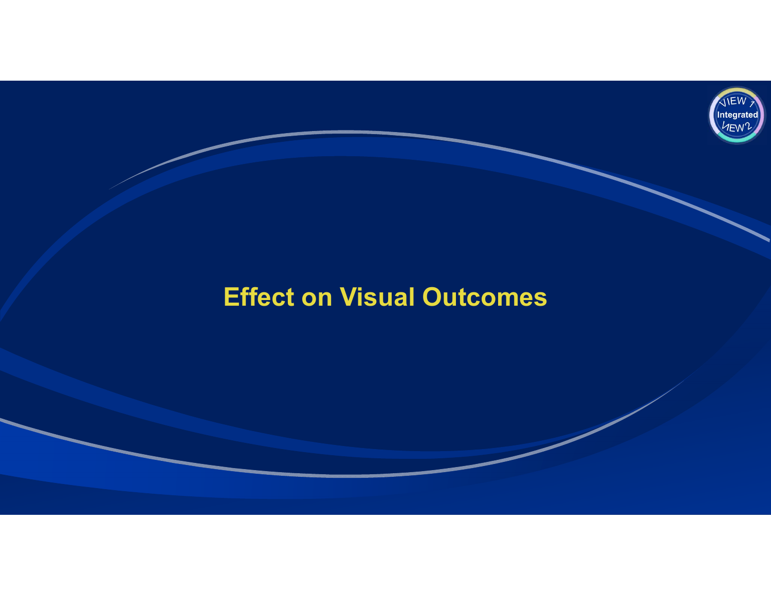# Effect on Visual Outcomes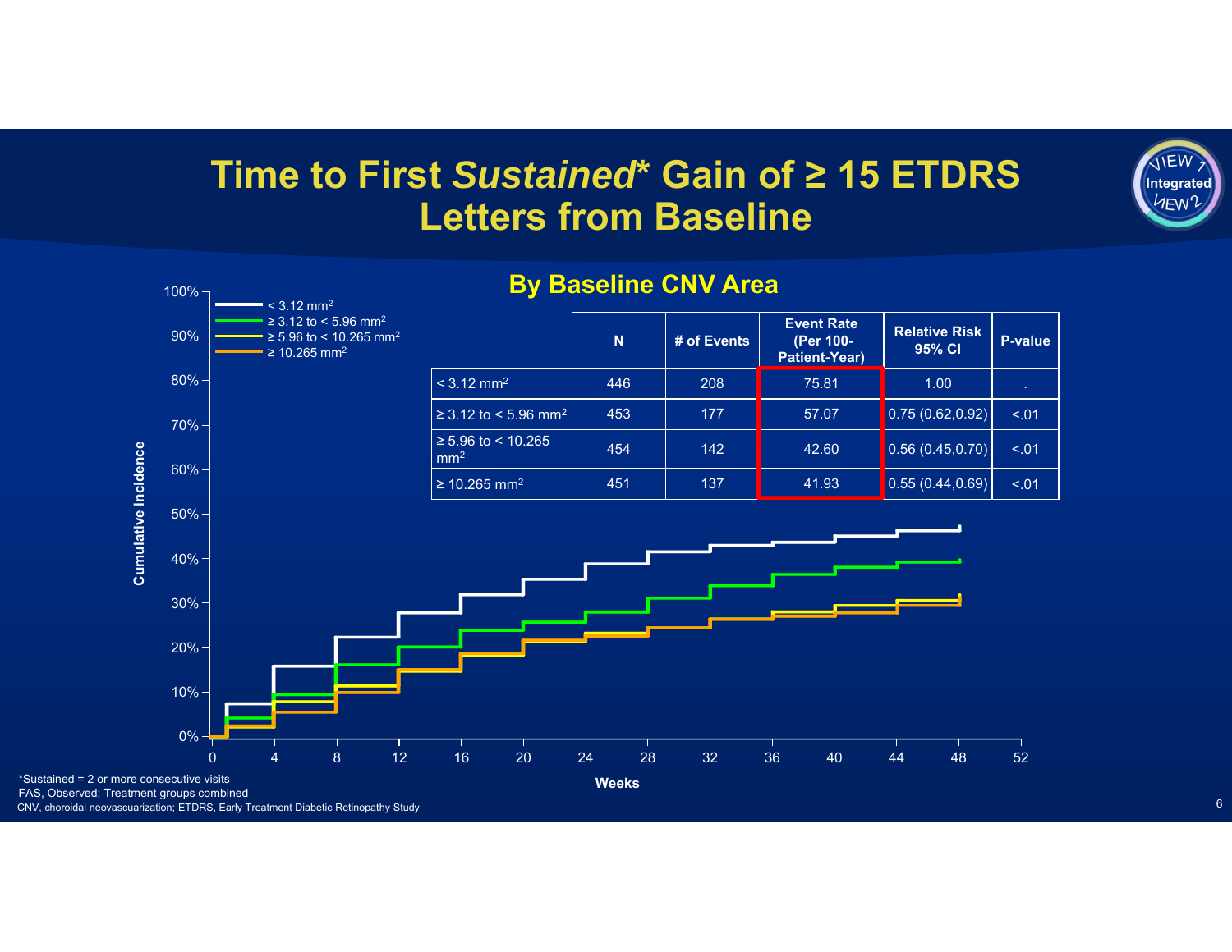# Time to First *Sustained** Gain of ≥ 15 ETDRS Letters from Baseline

## By Baseline CNV Area

|  | N | # of Events | Event Rate (Per 100-Patient-Year) | Relative Risk 95% CI | P-value |
|---|---|---|---|---|---|
| < 3.12 $mm^2$ | 446 | 208 | 75.81 | 1.00 | . |
| ≥ 3.12 to < 5.96 $mm^2$ | 453 | 177 | 57.07 | 0.75 (0.62,0.92) | <.01 |
| ≥ 5.96 to < 10.265 $mm^2$ | 454 | 142 | 42.60 | 0.56 (0.45,0.70) | <.01 |
| ≥ 10.265 $mm^2$ | 451 | 137 | 41.93 | 0.55 (0.44,0.69) | <.01 |

*Sustained = 2 or more consecutive visits

FAS, Observed; Treatment groups combined

CNV, choroidal neovascuarization; ETDRS, Early Treatment Diabetic Retinopathy Study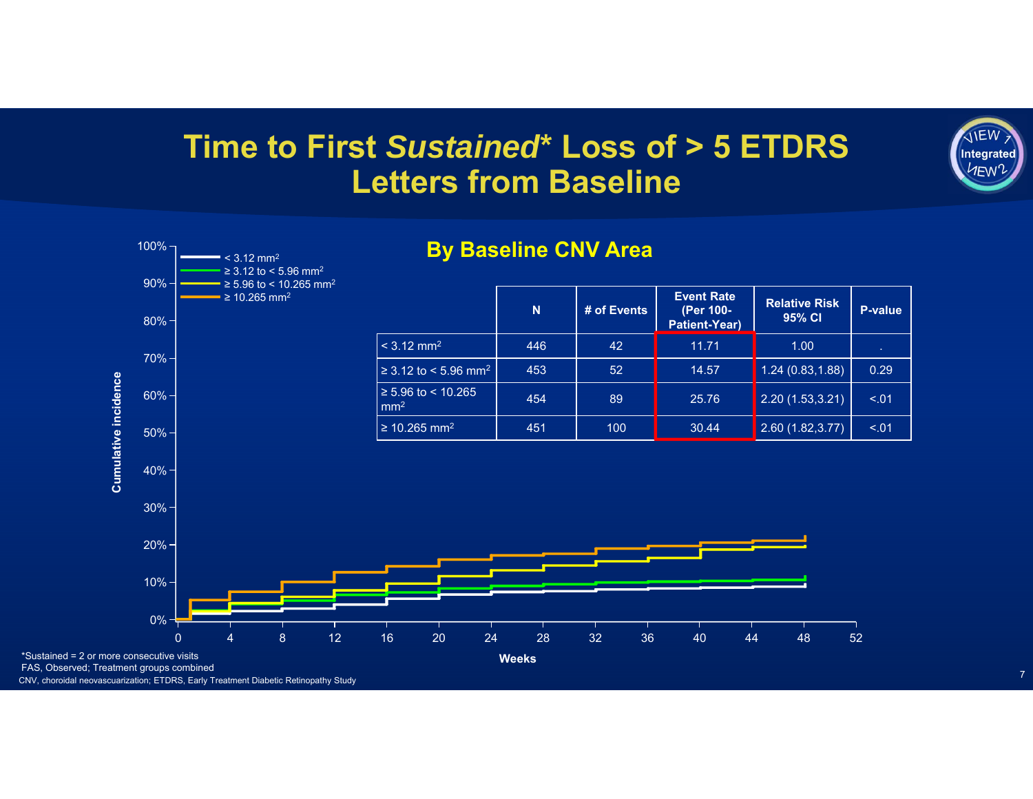# Time to First *Sustained** Loss of > 5 ETDRS Letters from Baseline

## By Baseline CNV Area

|  | N | # of Events | Event Rate (Per 100-Patient-Year) | Relative Risk 95% CI | P-value |
|---|---|---|---|---|---|
| < 3.12 mm$^2$ | 446 | 42 | 11.71 | 1.00 | . |
| ≥ 3.12 to < 5.96 mm$^2$ | 453 | 52 | 14.57 | 1.24 (0.83,1.88) | 0.29 |
| ≥ 5.96 to < 10.265 mm$^2$ | 454 | 89 | 25.76 | 2.20 (1.53,3.21) | <.01 |
| ≥ 10.265 mm$^2$ | 451 | 100 | 30.44 | 2.60 (1.82,3.77) | <.01 |

Legend: < 3.12 mm$^2$; ≥ 3.12 to < 5.96 mm$^2$; ≥ 5.96 to < 10.265 mm$^2$; ≥ 10.265 mm$^2$

Y-axis: Cumulative incidence (0%–100%)
X-axis: Weeks (0–52)

*Sustained = 2 or more consecutive visits
FAS, Observed; Treatment groups combined
CNV, choroidal neovascuarization; ETDRS, Early Treatment Diabetic Retinopathy Study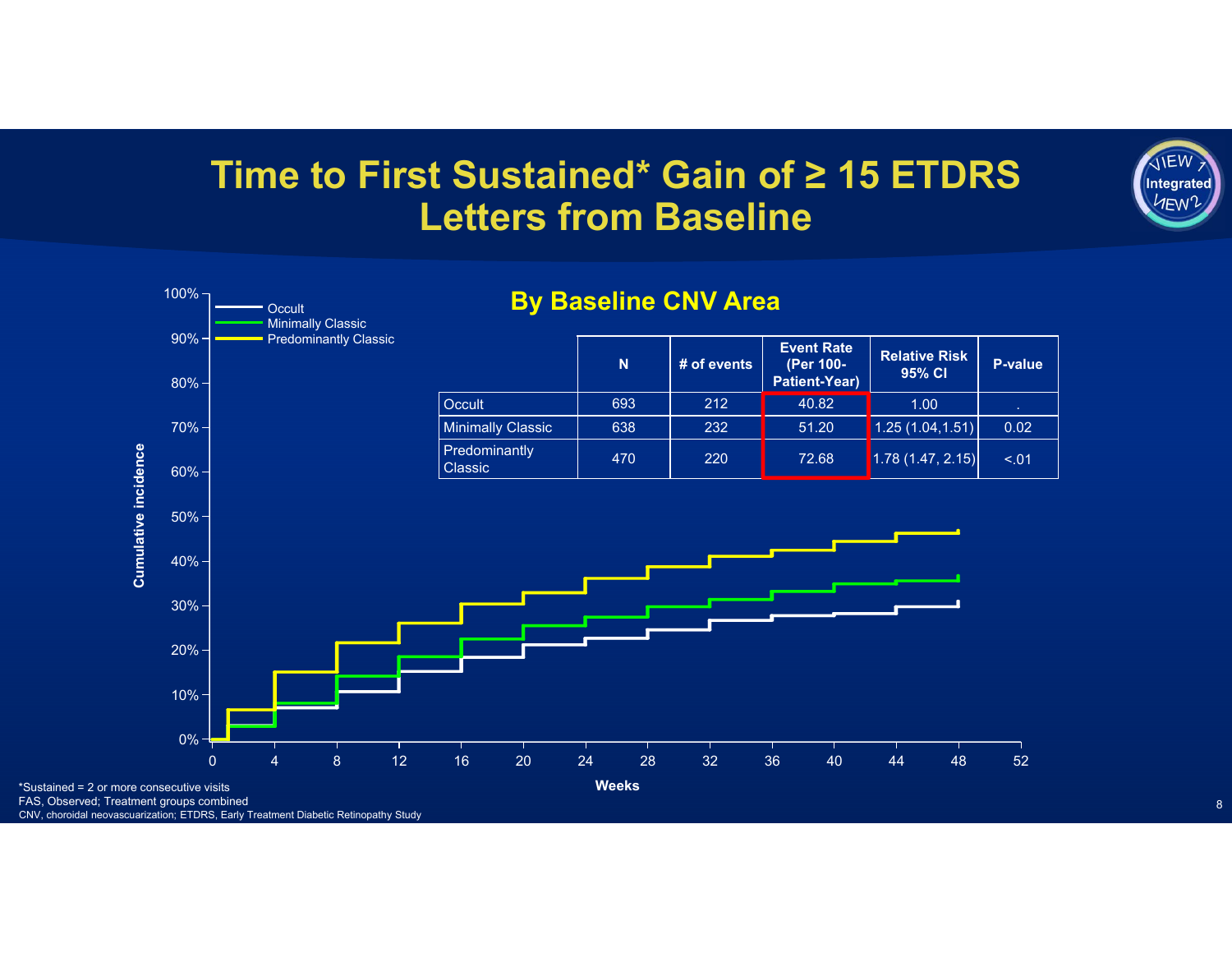# Time to First Sustained* Gain of ≥ 15 ETDRS Letters from Baseline

## By Baseline CNV Area

| | N | # of events | Event Rate (Per 100-Patient-Year) | Relative Risk 95% CI | P-value |
|---|---|---|---|---|---|
| Occult | 693 | 212 | 40.82 | 1.00 | . |
| Minimally Classic | 638 | 232 | 51.20 | 1.25 (1.04,1.51) | 0.02 |
| Predominantly Classic | 470 | 220 | 72.68 | 1.78 (1.47, 2.15) | <.01 |

Legend: Occult; Minimally Classic; Predominantly Classic

Y-axis: Cumulative incidence (0%–100%)

X-axis: Weeks (0–52)

*Sustained = 2 or more consecutive visits
FAS, Observed; Treatment groups combined
CNV, choroidal neovascuarization; ETDRS, Early Treatment Diabetic Retinopathy Study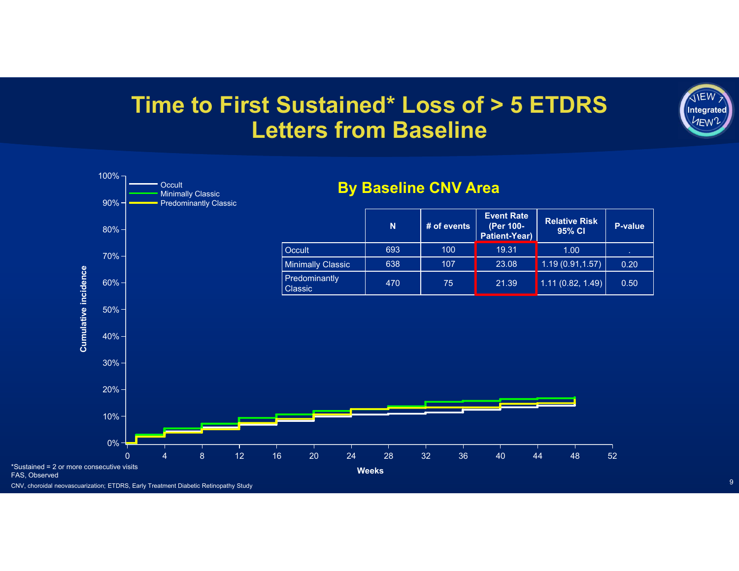# Time to First Sustained* Loss of > 5 ETDRS Letters from Baseline

## By Baseline CNV Area

| | N | # of events | Event Rate (Per 100-Patient-Year) | Relative Risk 95% CI | P-value |
|---|---|---|---|---|---|
| Occult | 693 | 100 | 19.31 | 1.00 | . |
| Minimally Classic | 638 | 107 | 23.08 | 1.19 (0.91,1.57) | 0.20 |
| Predominantly Classic | 470 | 75 | 21.39 | 1.11 (0.82, 1.49) | 0.50 |

*Sustained = 2 or more consecutive visits
FAS, Observed

CNV, choroidal neovascuarization; ETDRS, Early Treatment Diabetic Retinopathy Study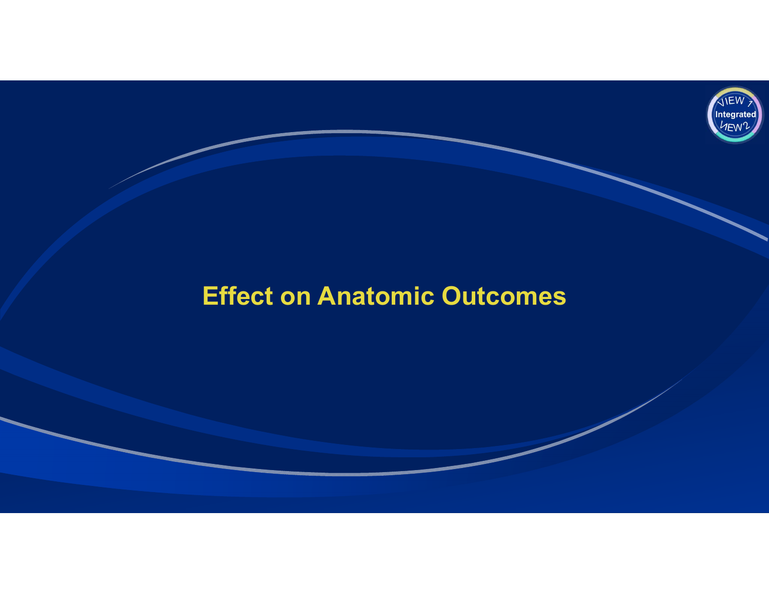# Effect on Anatomic Outcomes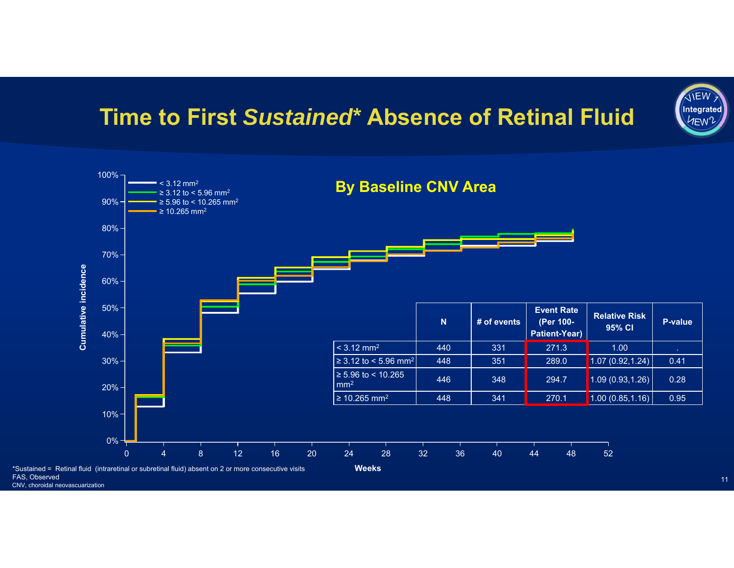# Time to First *Sustained** Absence of Retinal Fluid

## By Baseline CNV Area

|  | N | # of events | Event Rate (Per 100-Patient-Year) | Relative Risk 95% CI | P-value |
|---|---|---|---|---|---|
| < 3.12 mm$^2$ | 440 | 331 | 271.3 | 1.00 | . |
| ≥ 3.12 to < 5.96 mm$^2$ | 448 | 351 | 289.0 | 1.07 (0.92,1.24) | 0.41 |
| ≥ 5.96 to < 10.265 mm$^2$ | 446 | 348 | 294.7 | 1.09 (0.93,1.26) | 0.28 |
| ≥ 10.265 mm$^2$ | 448 | 341 | 270.1 | 1.00 (0.85,1.16) | 0.95 |

*Sustained = Retinal fluid (intraretinal or subretinal fluid) absent on 2 or more consecutive visits
FAS, Observed
CNV, choroidal neovascuarization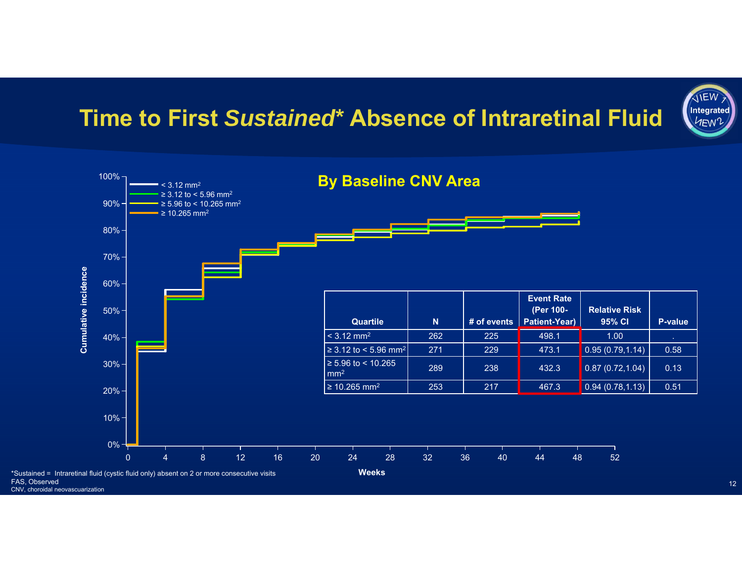# Time to First *Sustained** Absence of Intraretinal Fluid

## By Baseline CNV Area

| Quartile | N | # of events | Event Rate (Per 100-Patient-Year) | Relative Risk 95% CI | P-value |
|---|---|---|---|---|---|
| < 3.12 mm² | 262 | 225 | 498.1 | 1.00 | . |
| ≥ 3.12 to < 5.96 mm² | 271 | 229 | 473.1 | 0.95 (0.79,1.14) | 0.58 |
| ≥ 5.96 to < 10.265 mm² | 289 | 238 | 432.3 | 0.87 (0.72,1.04) | 0.13 |
| ≥ 10.265 mm² | 253 | 217 | 467.3 | 0.94 (0.78,1.13) | 0.51 |

*Sustained = Intraretinal fluid (cystic fluid only) absent on 2 or more consecutive visits
FAS, Observed
CNV, choroidal neovascuarization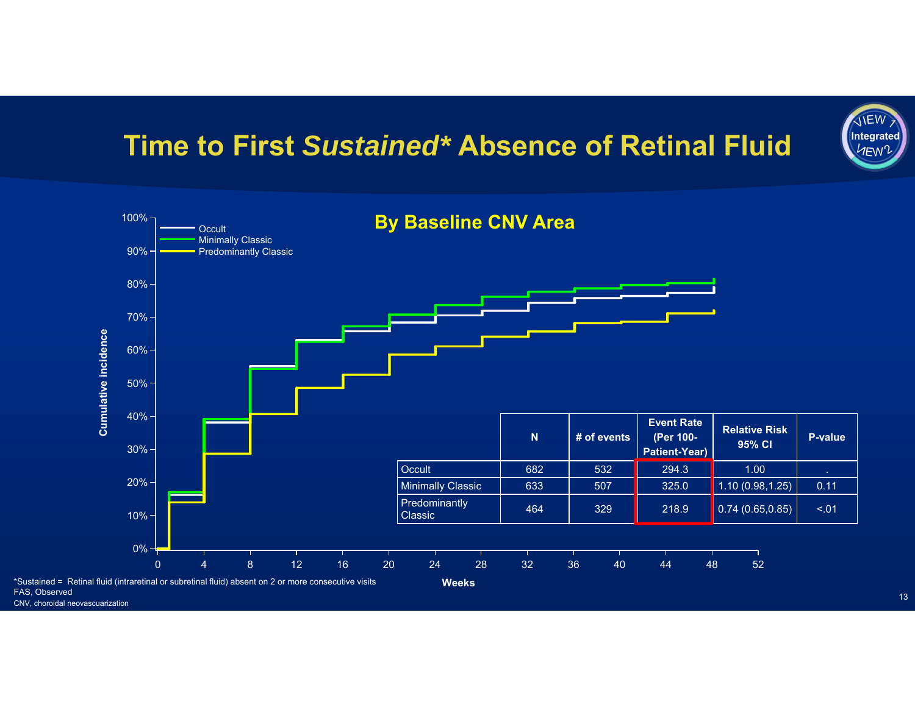# Time to First *Sustained** Absence of Retinal Fluid

## By Baseline CNV Area

| | N | # of events | Event Rate (Per 100-Patient-Year) | Relative Risk 95% CI | P-value |
|---|---|---|---|---|---|
| Occult | 682 | 532 | 294.3 | 1.00 | . |
| Minimally Classic | 633 | 507 | 325.0 | 1.10 (0.98,1.25) | 0.11 |
| Predominantly Classic | 464 | 329 | 218.9 | 0.74 (0.65,0.85) | <.01 |

*Sustained = Retinal fluid (intraretinal or subretinal fluid) absent on 2 or more consecutive visits

FAS, Observed

CNV, choroidal neovascuarization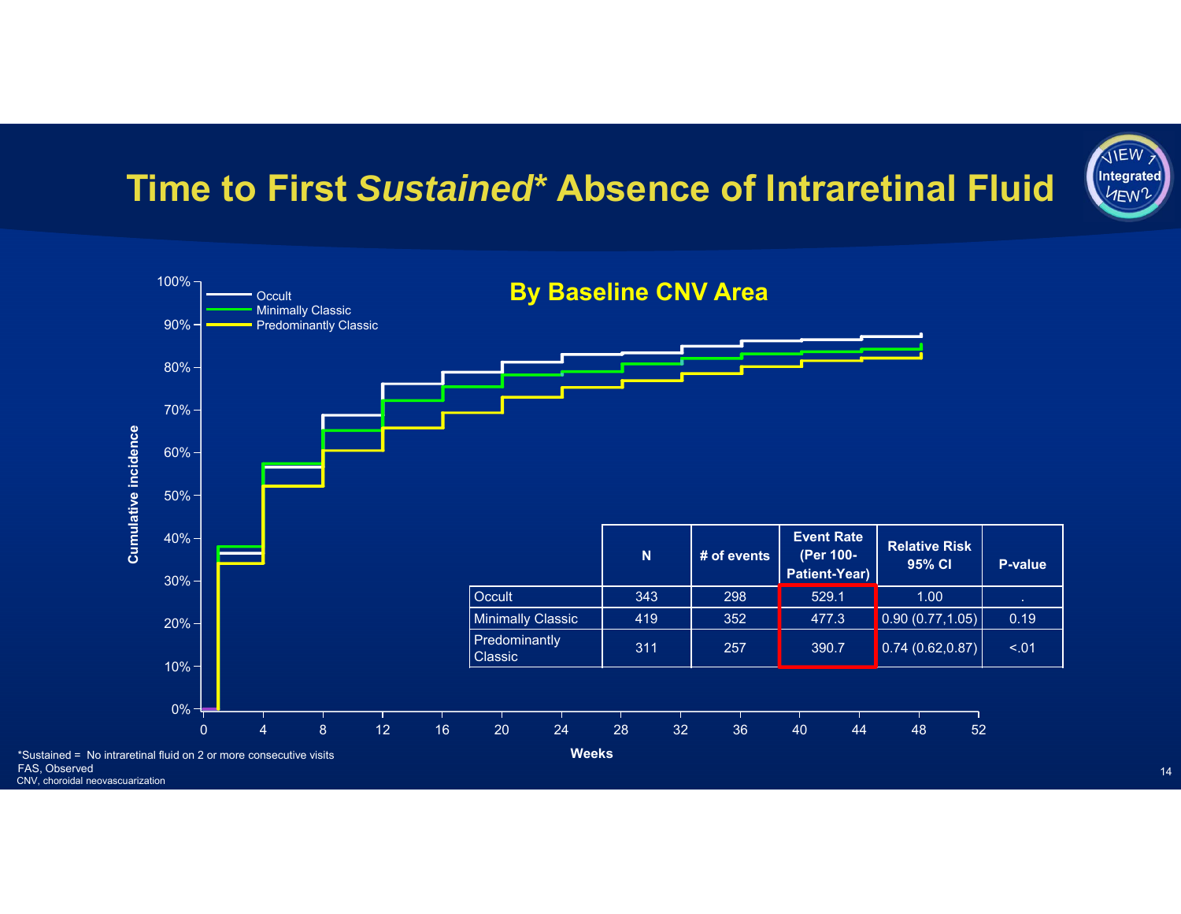# Time to First *Sustained** Absence of Intraretinal Fluid

VIEW 1 Integrated VIEW 2

## By Baseline CNV Area

| | N | # of events | Event Rate (Per 100-Patient-Year) | Relative Risk 95% CI | P-value |
|---|---|---|---|---|---|
| Occult | 343 | 298 | 529.1 | 1.00 | . |
| Minimally Classic | 419 | 352 | 477.3 | 0.90 (0.77,1.05) | 0.19 |
| Predominantly Classic | 311 | 257 | 390.7 | 0.74 (0.62,0.87) | <.01 |

*Sustained = No intraretinal fluid on 2 or more consecutive visits

FAS, Observed

CNV, choroidal neovascuarization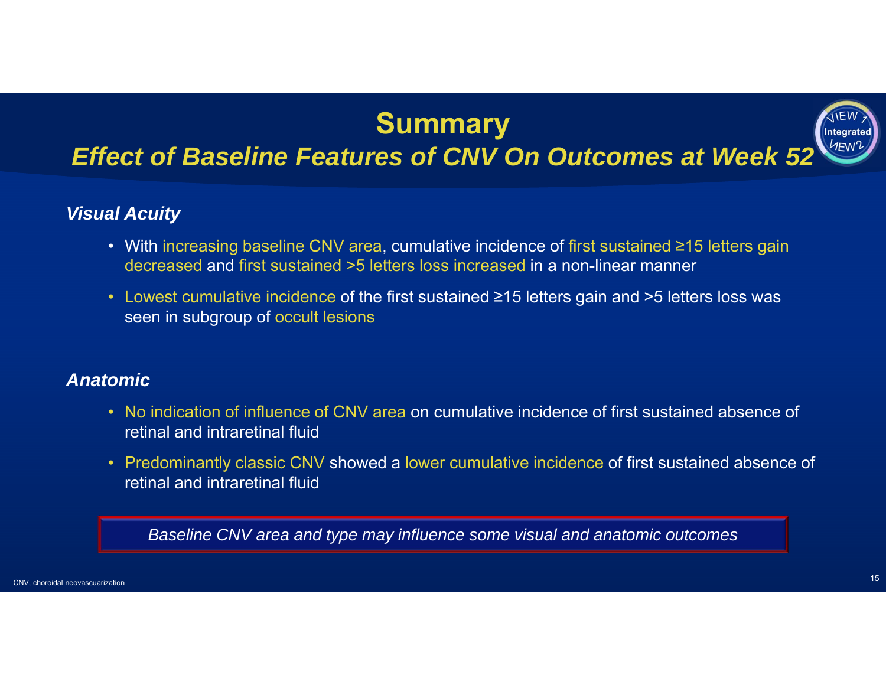# Summary

## *Effect of Baseline Features of CNV On Outcomes at Week 52*

***Visual Acuity***

- With increasing baseline CNV area, cumulative incidence of first sustained ≥15 letters gain decreased and first sustained >5 letters loss increased in a non-linear manner
- Lowest cumulative incidence of the first sustained ≥15 letters gain and >5 letters loss was seen in subgroup of occult lesions

***Anatomic***

- No indication of influence of CNV area on cumulative incidence of first sustained absence of retinal and intraretinal fluid
- Predominantly classic CNV showed a lower cumulative incidence of first sustained absence of retinal and intraretinal fluid

*Baseline CNV area and type may influence some visual and anatomic outcomes*

CNV, choroidal neovascuarization